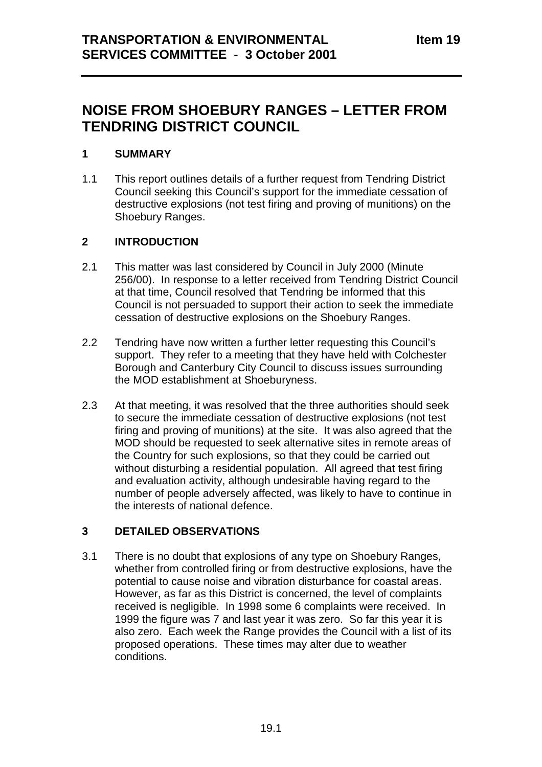**TRANSPORTATION & ENVIRONMENTAL SERVICES COMMITTEE - 3 October 2001** **Item 19**

# NOISE FROM SHOEBURY RANGES – LETTER FROM TENDRING DISTRICT COUNCIL

## 1 SUMMARY

1.1 This report outlines details of a further request from Tendring District Council seeking this Council's support for the immediate cessation of destructive explosions (not test firing and proving of munitions) on the Shoebury Ranges.

## 2 INTRODUCTION

2.1 This matter was last considered by Council in July 2000 (Minute 256/00). In response to a letter received from Tendring District Council at that time, Council resolved that Tendring be informed that this Council is not persuaded to support their action to seek the immediate cessation of destructive explosions on the Shoebury Ranges.

2.2 Tendring have now written a further letter requesting this Council's support. They refer to a meeting that they have held with Colchester Borough and Canterbury City Council to discuss issues surrounding the MOD establishment at Shoeburyness.

2.3 At that meeting, it was resolved that the three authorities should seek to secure the immediate cessation of destructive explosions (not test firing and proving of munitions) at the site. It was also agreed that the MOD should be requested to seek alternative sites in remote areas of the Country for such explosions, so that they could be carried out without disturbing a residential population. All agreed that test firing and evaluation activity, although undesirable having regard to the number of people adversely affected, was likely to have to continue in the interests of national defence.

## 3 DETAILED OBSERVATIONS

3.1 There is no doubt that explosions of any type on Shoebury Ranges, whether from controlled firing or from destructive explosions, have the potential to cause noise and vibration disturbance for coastal areas. However, as far as this District is concerned, the level of complaints received is negligible. In 1998 some 6 complaints were received. In 1999 the figure was 7 and last year it was zero. So far this year it is also zero. Each week the Range provides the Council with a list of its proposed operations. These times may alter due to weather conditions.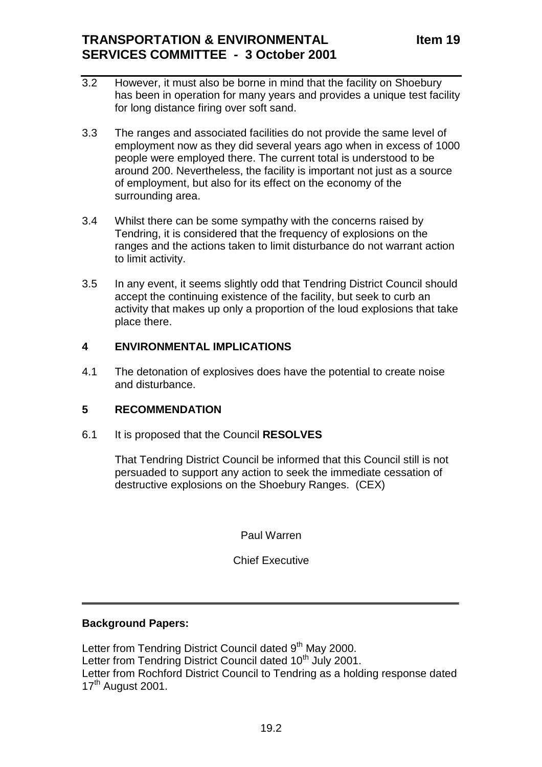3.2 However, it must also be borne in mind that the facility on Shoebury has been in operation for many years and provides a unique test facility for long distance firing over soft sand.

3.3 The ranges and associated facilities do not provide the same level of employment now as they did several years ago when in excess of 1000 people were employed there. The current total is understood to be around 200. Nevertheless, the facility is important not just as a source of employment, but also for its effect on the economy of the surrounding area.

3.4 Whilst there can be some sympathy with the concerns raised by Tendring, it is considered that the frequency of explosions on the ranges and the actions taken to limit disturbance do not warrant action to limit activity.

3.5 In any event, it seems slightly odd that Tendring District Council should accept the continuing existence of the facility, but seek to curb an activity that makes up only a proportion of the loud explosions that take place there.

## 4 ENVIRONMENTAL IMPLICATIONS

4.1 The detonation of explosives does have the potential to create noise and disturbance.

## 5 RECOMMENDATION

6.1 It is proposed that the Council **RESOLVES**

That Tendring District Council be informed that this Council still is not persuaded to support any action to seek the immediate cessation of destructive explosions on the Shoebury Ranges. (CEX)

Paul Warren

Chief Executive

---

**Background Papers:**

Letter from Tendring District Council dated 9th May 2000.
Letter from Tendring District Council dated 10th July 2001.
Letter from Rochford District Council to Tendring as a holding response dated 17th August 2001.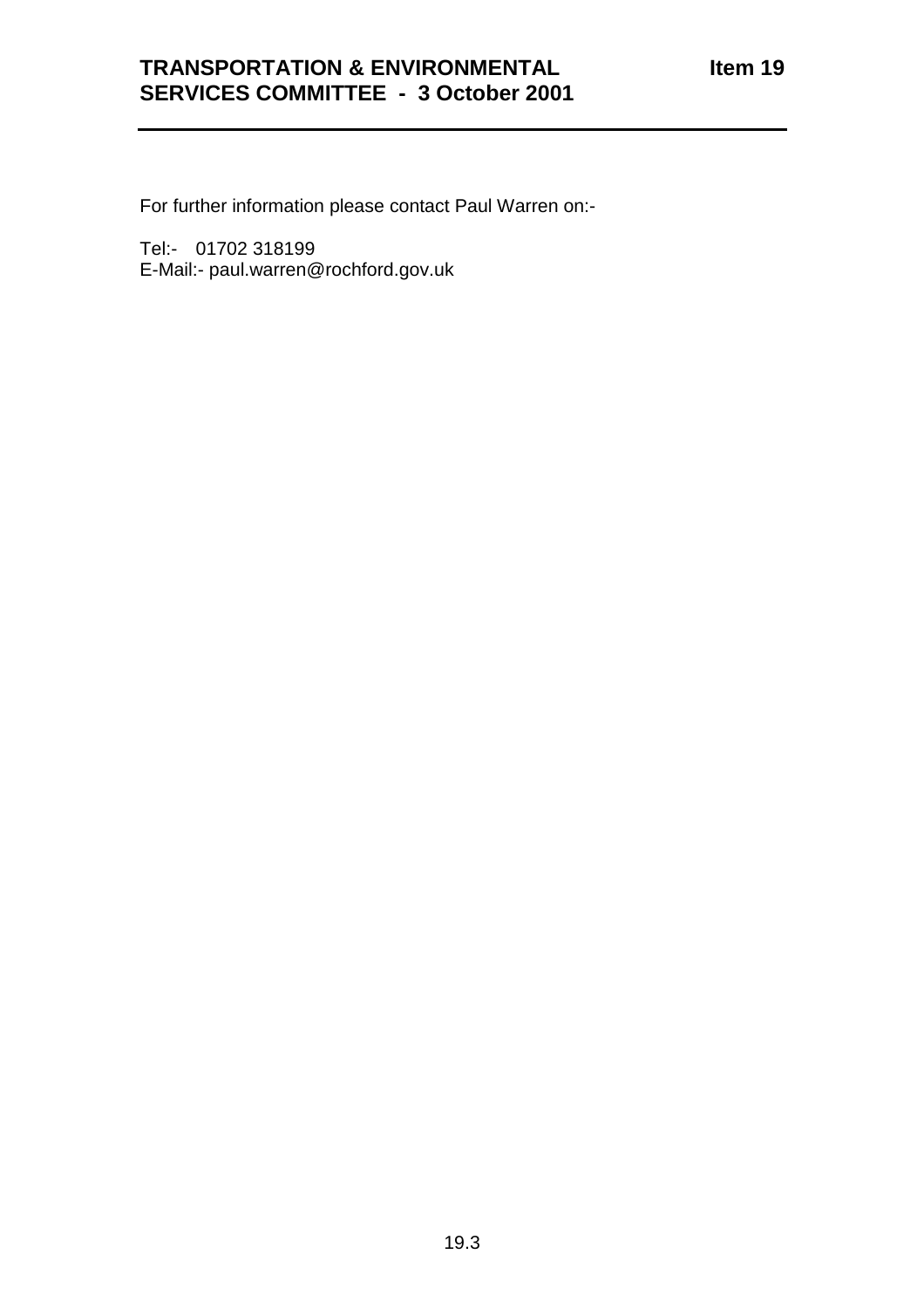For further information please contact Paul Warren on:-

Tel:- 01702 318199
E-Mail:- paul.warren@rochford.gov.uk